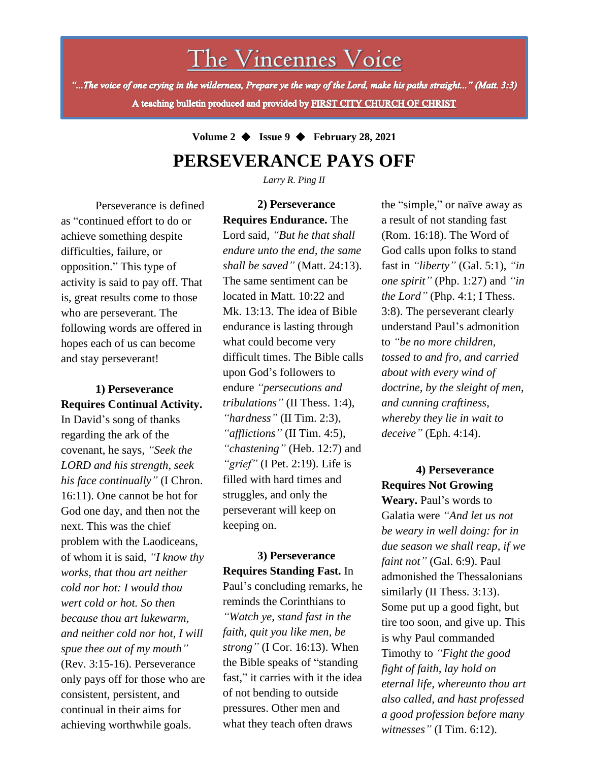# The Vincennes Voice

*"...The voice of one crying in the wilderness, Prepare ye the way of the Lord, make his paths straight..." (Matt. 3:3)*

**A teaching bulletin produced and provided by FIRST CITY CHURCH OF CHRIST**

**Volume 2 ◆ Issue 9 ◆ February 28, 2021**

## PERSEVERANCE PAYS OFF

*Larry R. Ping II*

Perseverance is defined as "continued effort to do or achieve something despite difficulties, failure, or opposition." This type of activity is said to pay off. That is, great results come to those who are perseverant. The following words are offered in hopes each of us can become and stay perseverant!

**1) Perseverance Requires Continual Activity.** In David's song of thanks regarding the ark of the covenant, he says, *"Seek the LORD and his strength, seek his face continually"* (I Chron. 16:11). One cannot be hot for God one day, and then not the next. This was the chief problem with the Laodiceans, of whom it is said, *"I know thy works, that thou art neither cold nor hot: I would thou wert cold or hot. So then because thou art lukewarm, and neither cold nor hot, I will spue thee out of my mouth"* (Rev. 3:15-16). Perseverance only pays off for those who are consistent, persistent, and continual in their aims for achieving worthwhile goals.

**2) Perseverance Requires Endurance.** The Lord said, *"But he that shall endure unto the end, the same shall be saved"* (Matt. 24:13). The same sentiment can be located in Matt. 10:22 and Mk. 13:13. The idea of Bible endurance is lasting through what could become very difficult times. The Bible calls upon God's followers to endure *"persecutions and tribulations"* (II Thess. 1:4), *"hardness"* (II Tim. 2:3), *"afflictions"* (II Tim. 4:5), *"chastening"* (Heb. 12:7) and *"grief"* (I Pet. 2:19). Life is filled with hard times and struggles, and only the perseverant will keep on keeping on.

**3) Perseverance Requires Standing Fast.** In Paul's concluding remarks, he reminds the Corinthians to *"Watch ye, stand fast in the faith, quit you like men, be strong"* (I Cor. 16:13). When the Bible speaks of "standing fast," it carries with it the idea of not bending to outside pressures. Other men and what they teach often draws the "simple," or naïve away as a result of not standing fast (Rom. 16:18). The Word of God calls upon folks to stand fast in *"liberty"* (Gal. 5:1), *"in one spirit"* (Php. 1:27) and *"in the Lord"* (Php. 4:1; I Thess. 3:8). The perseverant clearly understand Paul's admonition to *"be no more children, tossed to and fro, and carried about with every wind of doctrine, by the sleight of men, and cunning craftiness, whereby they lie in wait to deceive"* (Eph. 4:14).

**4) Perseverance Requires Not Growing Weary.** Paul's words to Galatia were *"And let us not be weary in well doing: for in due season we shall reap, if we faint not"* (Gal. 6:9). Paul admonished the Thessalonians similarly (II Thess. 3:13). Some put up a good fight, but tire too soon, and give up. This is why Paul commanded Timothy to *"Fight the good fight of faith, lay hold on eternal life, whereunto thou art also called, and hast professed a good profession before many witnesses"* (I Tim. 6:12).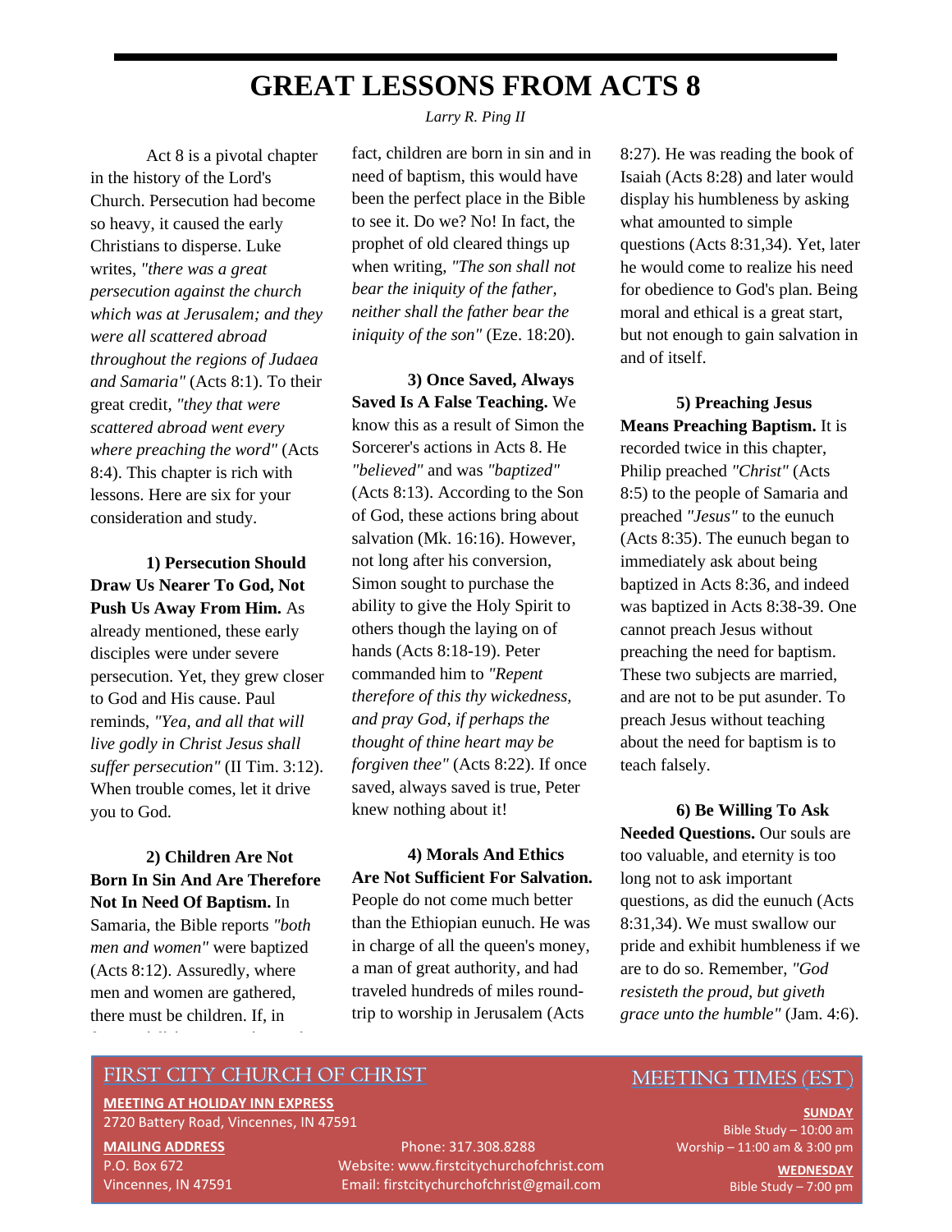# GREAT LESSONS FROM ACTS 8

*Larry R. Ping II*

Act 8 is a pivotal chapter in the history of the Lord's Church. Persecution had become so heavy, it caused the early Christians to disperse. Luke writes, *"there was a great persecution against the church which was at Jerusalem; and they were all scattered abroad throughout the regions of Judaea and Samaria"* (Acts 8:1). To their great credit, *"they that were scattered abroad went every where preaching the word"* (Acts 8:4). This chapter is rich with lessons. Here are six for your consideration and study.

**1) Persecution Should Draw Us Nearer To God, Not Push Us Away From Him.** As already mentioned, these early disciples were under severe persecution. Yet, they grew closer to God and His cause. Paul reminds, *"Yea, and all that will live godly in Christ Jesus shall suffer persecution"* (II Tim. 3:12). When trouble comes, let it drive you to God.

**2) Children Are Not Born In Sin And Are Therefore Not In Need Of Baptism.** In Samaria, the Bible reports *"both men and women"* were baptized (Acts 8:12). Assuredly, where men and women are gathered, there must be children. If, in fact, children are born in sin and in need of baptism, this would have been the perfect place in the Bible to see it. Do we? No! In fact, the prophet of old cleared things up when writing, *"The son shall not bear the iniquity of the father, neither shall the father bear the iniquity of the son"* (Eze. 18:20).

**3) Once Saved, Always Saved Is A False Teaching.** We know this as a result of Simon the Sorcerer's actions in Acts 8. He *"believed"* and was *"baptized"* (Acts 8:13). According to the Son of God, these actions bring about salvation (Mk. 16:16). However, not long after his conversion, Simon sought to purchase the ability to give the Holy Spirit to others though the laying on of hands (Acts 8:18-19). Peter commanded him to *"Repent therefore of this thy wickedness, and pray God, if perhaps the thought of thine heart may be forgiven thee"* (Acts 8:22). If once saved, always saved is true, Peter knew nothing about it!

**4) Morals And Ethics Are Not Sufficient For Salvation.** People do not come much better than the Ethiopian eunuch. He was in charge of all the queen's money, a man of great authority, and had traveled hundreds of miles round-trip to worship in Jerusalem (Acts 8:27). He was reading the book of Isaiah (Acts 8:28) and later would display his humbleness by asking what amounted to simple questions (Acts 8:31,34). Yet, later he would come to realize his need for obedience to God's plan. Being moral and ethical is a great start, but not enough to gain salvation in and of itself.

**5) Preaching Jesus Means Preaching Baptism.** It is recorded twice in this chapter, Philip preached *"Christ"* (Acts 8:5) to the people of Samaria and preached *"Jesus"* to the eunuch (Acts 8:35). The eunuch began to immediately ask about being baptized in Acts 8:36, and indeed was baptized in Acts 8:38-39. One cannot preach Jesus without preaching the need for baptism. These two subjects are married, and are not to be put asunder. To preach Jesus without teaching about the need for baptism is to teach falsely.

**6) Be Willing To Ask Needed Questions.** Our souls are too valuable, and eternity is too long not to ask important questions, as did the eunuch (Acts 8:31,34). We must swallow our pride and exhibit humbleness if we are to do so. Remember, *"God resisteth the proud, but giveth grace unto the humble"* (Jam. 4:6).

---

## FIRST CITY CHURCH OF CHRIST

**MEETING AT HOLIDAY INN EXPRESS**
2720 Battery Road, Vincennes, IN 47591

**MAILING ADDRESS**
P.O. Box 672
Vincennes, IN 47591

Phone: 317.308.8288
Website: www.firstcitychurchofchrist.com
Email: firstcitychurchofchrist@gmail.com

## MEETING TIMES (EST)

**SUNDAY**
Bible Study – 10:00 am
Worship – 11:00 am & 3:00 pm

**WEDNESDAY**
Bible Study – 7:00 pm